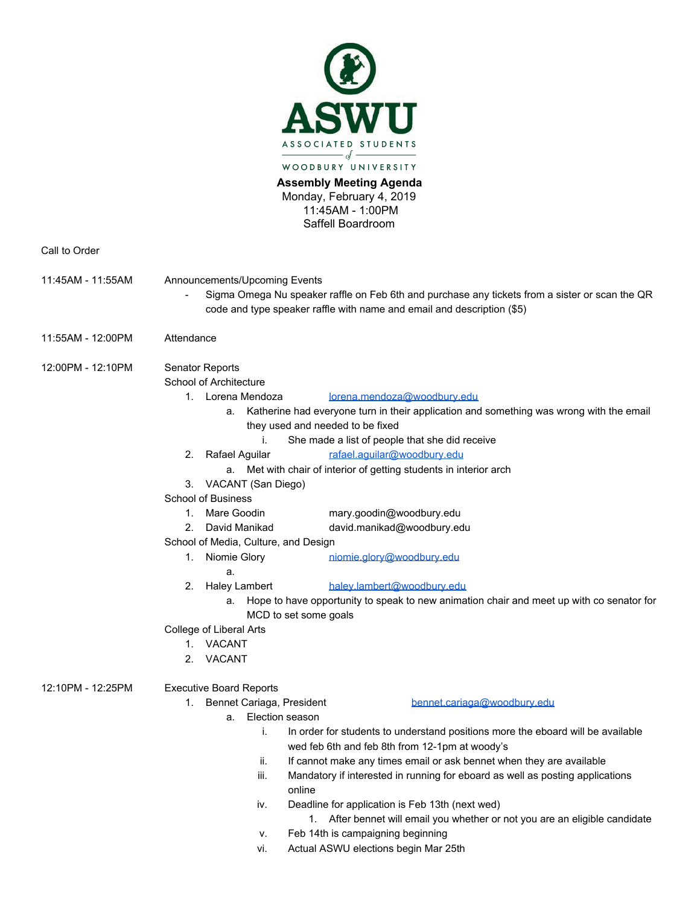**ASWU**

ASSOCIATED STUDENTS of WOODBURY UNIVERSITY

**Assembly Meeting Agenda**
Monday, February 4, 2019
11:45AM - 1:00PM
Saffell Boardroom

Call to Order

11:45AM - 11:55AM Announcements/Upcoming Events

- Sigma Omega Nu speaker raffle on Feb 6th and purchase any tickets from a sister or scan the QR code and type speaker raffle with name and email and description ($5)

11:55AM - 12:00PM Attendance

12:00PM - 12:10PM Senator Reports

School of Architecture

1. Lorena Mendoza lorena.mendoza@woodbury.edu
   a. Katherine had everyone turn in their application and something was wrong with the email they used and needed to be fixed
      i. She made a list of people that she did receive
2. Rafael Aguilar rafael.aguilar@woodbury.edu
   a. Met with chair of interior of getting students in interior arch
3. VACANT (San Diego)

School of Business

1. Mare Goodin mary.goodin@woodbury.edu
2. David Manikad david.manikad@woodbury.edu

School of Media, Culture, and Design

1. Niomie Glory niomie.glory@woodbury.edu
   a.
2. Haley Lambert haley.lambert@woodbury.edu
   a. Hope to have opportunity to speak to new animation chair and meet up with co senator for MCD to set some goals

College of Liberal Arts

1. VACANT
2. VACANT

12:10PM - 12:25PM Executive Board Reports

1. Bennet Cariaga, President bennet.cariaga@woodbury.edu
   a. Election season
      i. In order for students to understand positions more the eboard will be available wed feb 6th and feb 8th from 12-1pm at woody's
      ii. If cannot make any times email or ask bennet when they are available
      iii. Mandatory if interested in running for eboard as well as posting applications online
      iv. Deadline for application is Feb 13th (next wed)
         1. After bennet will email you whether or not you are an eligible candidate
      v. Feb 14th is campaigning beginning
      vi. Actual ASWU elections begin Mar 25th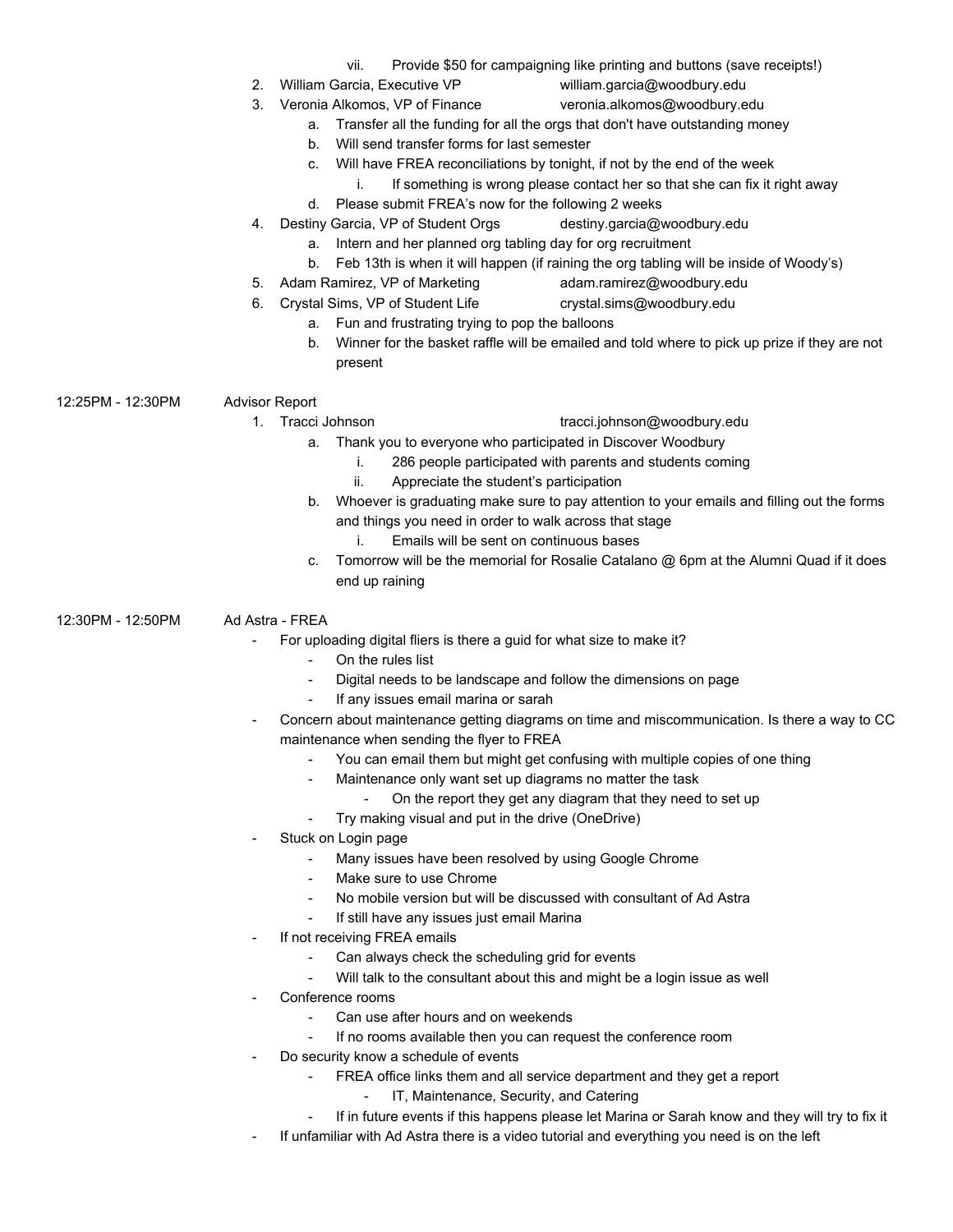vii. Provide $50 for campaigning like printing and buttons (save receipts!)

2. William Garcia, Executive VP — william.garcia@woodbury.edu
3. Veronia Alkomos, VP of Finance — veronia.alkomos@woodbury.edu
    a. Transfer all the funding for all the orgs that don't have outstanding money
    b. Will send transfer forms for last semester
    c. Will have FREA reconciliations by tonight, if not by the end of the week
        i. If something is wrong please contact her so that she can fix it right away
    d. Please submit FREA's now for the following 2 weeks
4. Destiny Garcia, VP of Student Orgs — destiny.garcia@woodbury.edu
    a. Intern and her planned org tabling day for org recruitment
    b. Feb 13th is when it will happen (if raining the org tabling will be inside of Woody's)
5. Adam Ramirez, VP of Marketing — adam.ramirez@woodbury.edu
6. Crystal Sims, VP of Student Life — crystal.sims@woodbury.edu
    a. Fun and frustrating trying to pop the balloons
    b. Winner for the basket raffle will be emailed and told where to pick up prize if they are not present

**12:25PM - 12:30PM — Advisor Report**

1. Tracci Johnson — tracci.johnson@woodbury.edu
    a. Thank you to everyone who participated in Discover Woodbury
        i. 286 people participated with parents and students coming
        ii. Appreciate the student's participation
    b. Whoever is graduating make sure to pay attention to your emails and filling out the forms and things you need in order to walk across that stage
        i. Emails will be sent on continuous bases
    c. Tomorrow will be the memorial for Rosalie Catalano @ 6pm at the Alumni Quad if it does end up raining

**12:30PM - 12:50PM — Ad Astra - FREA**

- For uploading digital fliers is there a guid for what size to make it?
    - On the rules list
    - Digital needs to be landscape and follow the dimensions on page
    - If any issues email marina or sarah
- Concern about maintenance getting diagrams on time and miscommunication. Is there a way to CC maintenance when sending the flyer to FREA
    - You can email them but might get confusing with multiple copies of one thing
    - Maintenance only want set up diagrams no matter the task
        - On the report they get any diagram that they need to set up
    - Try making visual and put in the drive (OneDrive)
- Stuck on Login page
    - Many issues have been resolved by using Google Chrome
    - Make sure to use Chrome
    - No mobile version but will be discussed with consultant of Ad Astra
    - If still have any issues just email Marina
- If not receiving FREA emails
    - Can always check the scheduling grid for events
    - Will talk to the consultant about this and might be a login issue as well
- Conference rooms
    - Can use after hours and on weekends
    - If no rooms available then you can request the conference room
- Do security know a schedule of events
    - FREA office links them and all service department and they get a report
        - IT, Maintenance, Security, and Catering
    - If in future events if this happens please let Marina or Sarah know and they will try to fix it
- If unfamiliar with Ad Astra there is a video tutorial and everything you need is on the left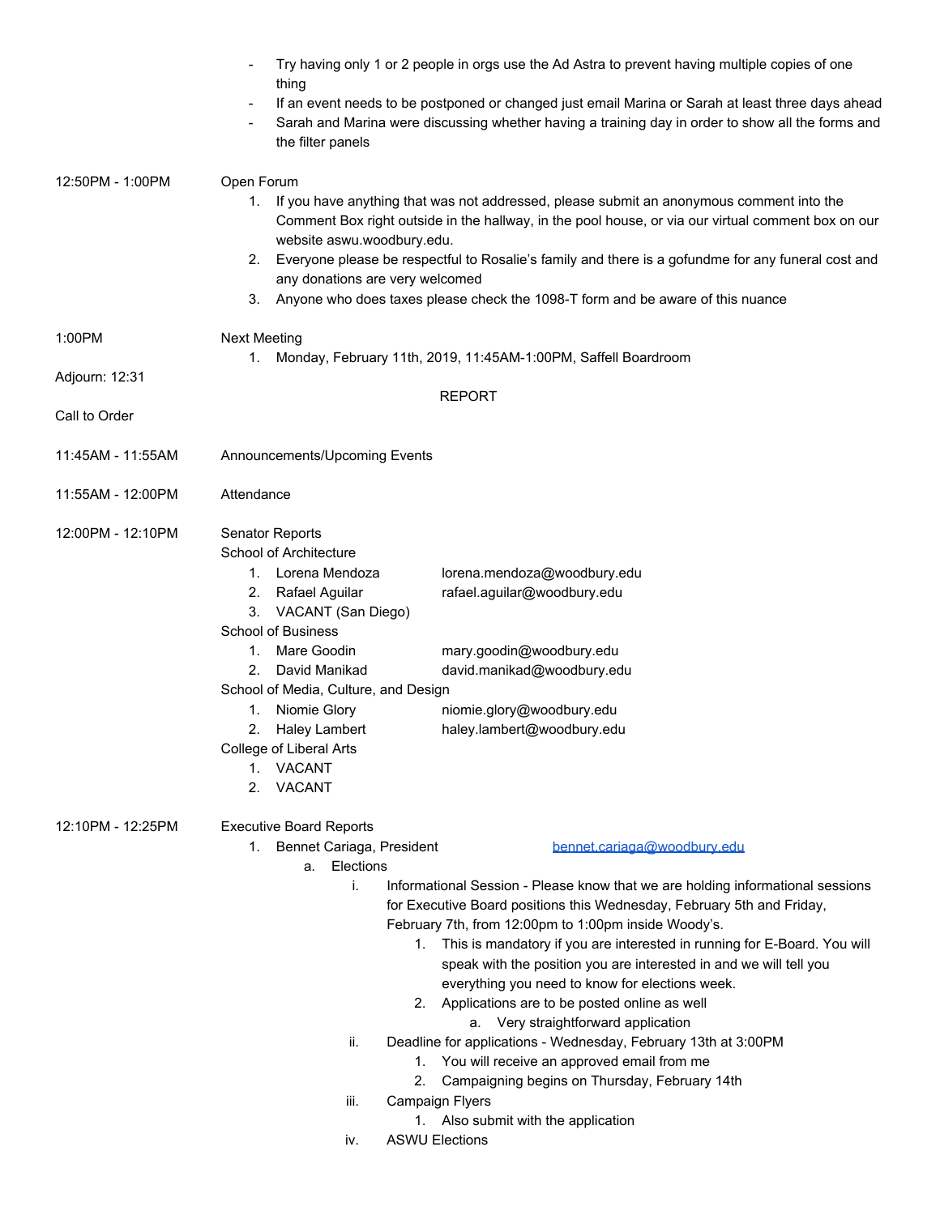- Try having only 1 or 2 people in orgs use the Ad Astra to prevent having multiple copies of one thing
- If an event needs to be postponed or changed just email Marina or Sarah at least three days ahead
- Sarah and Marina were discussing whether having a training day in order to show all the forms and the filter panels

12:50PM - 1:00PM — Open Forum

1. If you have anything that was not addressed, please submit an anonymous comment into the Comment Box right outside in the hallway, in the pool house, or via our virtual comment box on our website aswu.woodbury.edu.
2. Everyone please be respectful to Rosalie's family and there is a gofundme for any funeral cost and any donations are very welcomed
3. Anyone who does taxes please check the 1098-T form and be aware of this nuance

1:00PM — Next Meeting

1. Monday, February 11th, 2019, 11:45AM-1:00PM, Saffell Boardroom

Adjourn: 12:31

REPORT

Call to Order

11:45AM - 11:55AM — Announcements/Upcoming Events

11:55AM - 12:00PM — Attendance

12:00PM - 12:10PM — Senator Reports

School of Architecture

1. Lorena Mendoza — lorena.mendoza@woodbury.edu
2. Rafael Aguilar — rafael.aguilar@woodbury.edu
3. VACANT (San Diego)

School of Business

1. Mare Goodin — mary.goodin@woodbury.edu
2. David Manikad — david.manikad@woodbury.edu

School of Media, Culture, and Design

1. Niomie Glory — niomie.glory@woodbury.edu
2. Haley Lambert — haley.lambert@woodbury.edu

College of Liberal Arts

1. VACANT
2. VACANT

12:10PM - 12:25PM — Executive Board Reports

1. Bennet Cariaga, President — bennet.cariaga@woodbury.edu
   a. Elections
      i. Informational Session - Please know that we are holding informational sessions for Executive Board positions this Wednesday, February 5th and Friday, February 7th, from 12:00pm to 1:00pm inside Woody's.
         1. This is mandatory if you are interested in running for E-Board. You will speak with the position you are interested in and we will tell you everything you need to know for elections week.
         2. Applications are to be posted online as well
            a. Very straightforward application
      ii. Deadline for applications - Wednesday, February 13th at 3:00PM
         1. You will receive an approved email from me
         2. Campaigning begins on Thursday, February 14th
      iii. Campaign Flyers
         1. Also submit with the application
      iv. ASWU Elections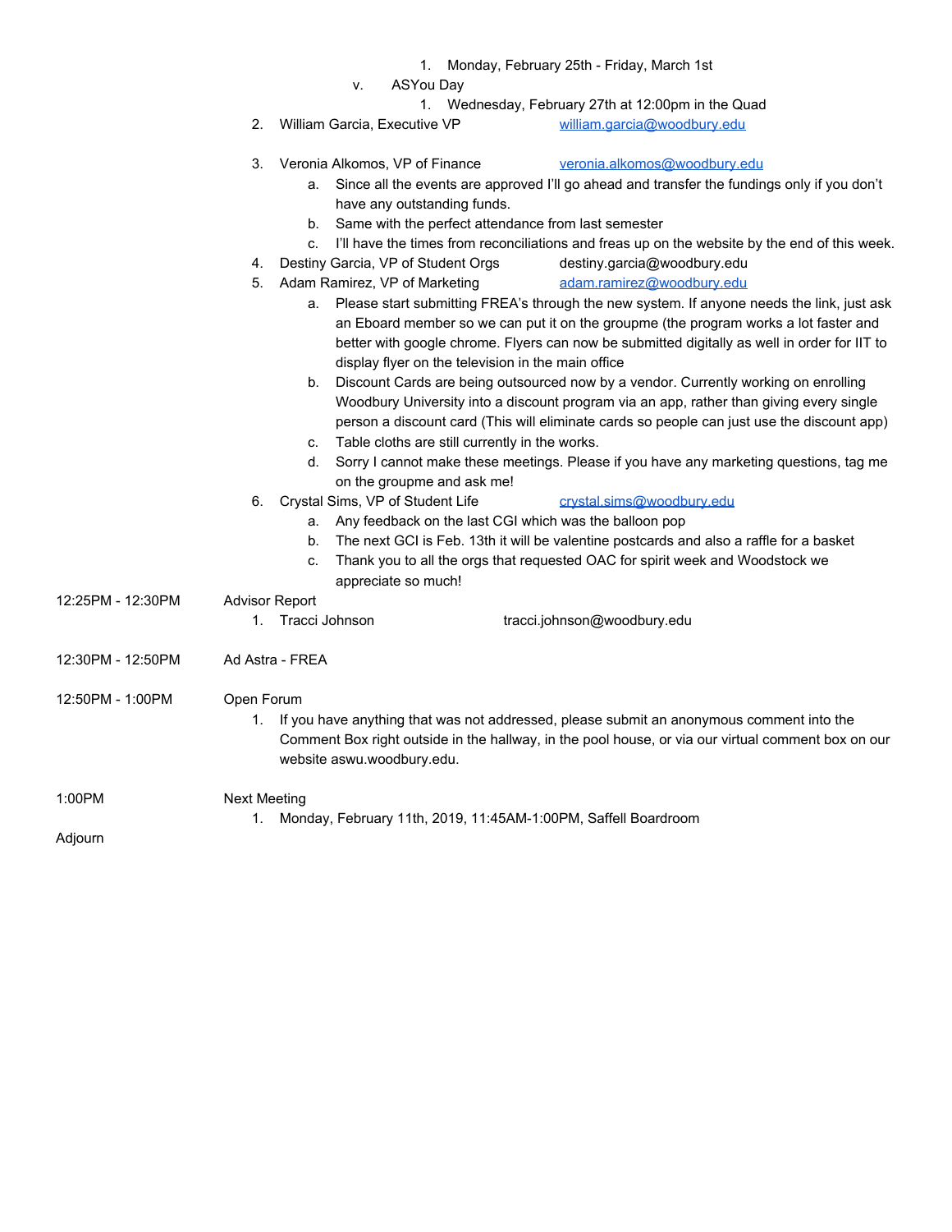1. Monday, February 25th - Friday, March 1st

v. ASYou Day

1. Wednesday, February 27th at 12:00pm in the Quad

2. William Garcia, Executive VP william.garcia@woodbury.edu

3. Veronia Alkomos, VP of Finance veronia.alkomos@woodbury.edu
   a. Since all the events are approved I'll go ahead and transfer the fundings only if you don't have any outstanding funds.
   b. Same with the perfect attendance from last semester
   c. I'll have the times from reconciliations and freas up on the website by the end of this week.
4. Destiny Garcia, VP of Student Orgs destiny.garcia@woodbury.edu
5. Adam Ramirez, VP of Marketing adam.ramirez@woodbury.edu
   a. Please start submitting FREA's through the new system. If anyone needs the link, just ask an Eboard member so we can put it on the groupme (the program works a lot faster and better with google chrome. Flyers can now be submitted digitally as well in order for IIT to display flyer on the television in the main office
   b. Discount Cards are being outsourced now by a vendor. Currently working on enrolling Woodbury University into a discount program via an app, rather than giving every single person a discount card (This will eliminate cards so people can just use the discount app)
   c. Table cloths are still currently in the works.
   d. Sorry I cannot make these meetings. Please if you have any marketing questions, tag me on the groupme and ask me!
6. Crystal Sims, VP of Student Life crystal.sims@woodbury.edu
   a. Any feedback on the last CGI which was the balloon pop
   b. The next GCI is Feb. 13th it will be valentine postcards and also a raffle for a basket
   c. Thank you to all the orgs that requested OAC for spirit week and Woodstock we appreciate so much!

12:25PM - 12:30PM Advisor Report

1. Tracci Johnson tracci.johnson@woodbury.edu

12:30PM - 12:50PM Ad Astra - FREA

12:50PM - 1:00PM Open Forum

1. If you have anything that was not addressed, please submit an anonymous comment into the Comment Box right outside in the hallway, in the pool house, or via our virtual comment box on our website aswu.woodbury.edu.

1:00PM Next Meeting

1. Monday, February 11th, 2019, 11:45AM-1:00PM, Saffell Boardroom

Adjourn